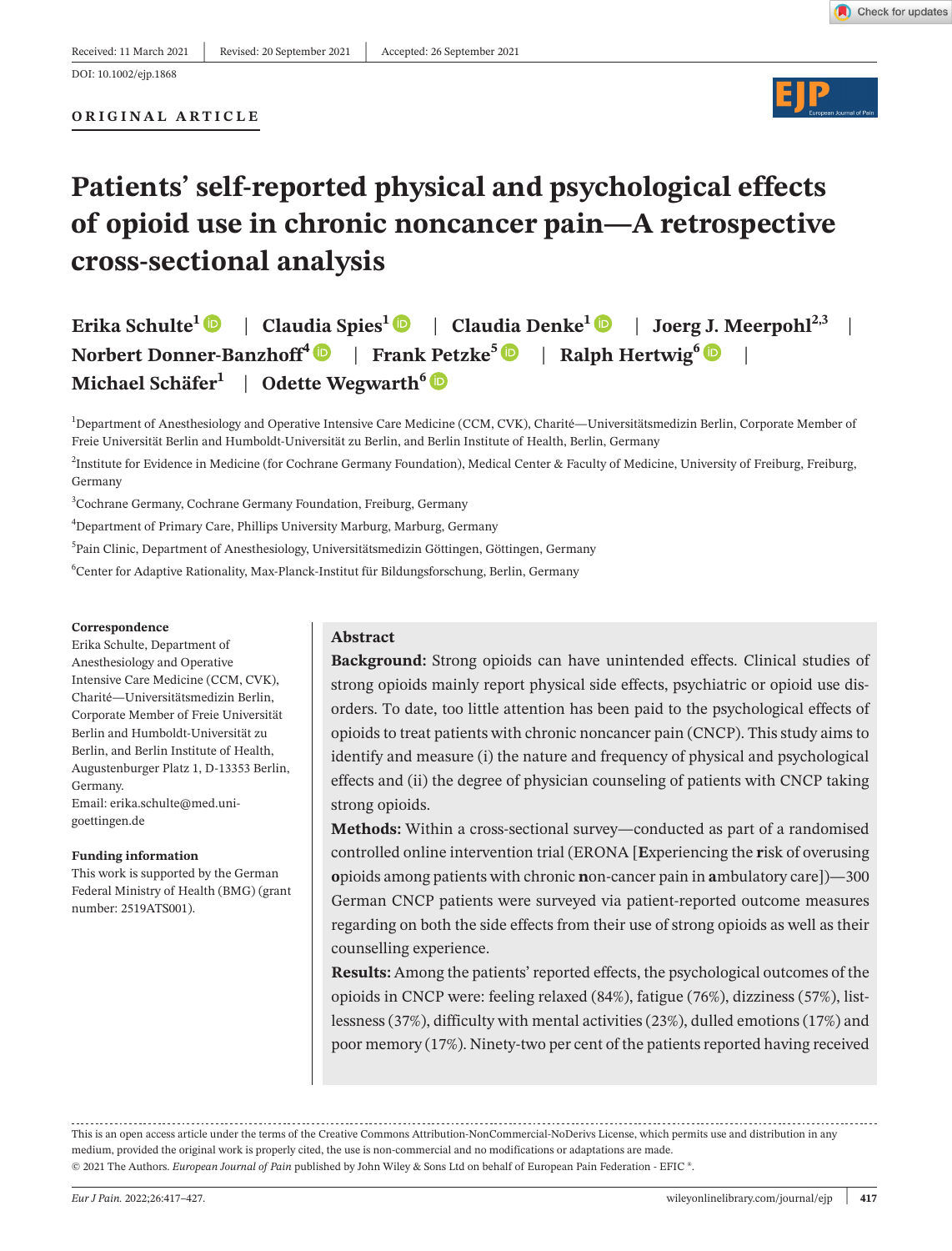Received: 11 March 2021 | Revised: 20 September 2021 | Accepted: 26 September 2021

DOI: 10.1002/ejp.1868

ORIGINAL ARTICLE

# Patients' self-reported physical and psychological effects of opioid use in chronic noncancer pain—A retrospective cross-sectional analysis

**Erika Schulte[1] | Claudia Spies[1] | Claudia Denke[1] | Joerg J. Meerpohl[2,3] | Norbert Donner-Banzhoff[4] | Frank Petzke[5] | Ralph Hertwig[6] | Michael Schäfer[1] | Odette Wegwarth[6]**

[1]Department of Anesthesiology and Operative Intensive Care Medicine (CCM, CVK), Charité—Universitätsmedizin Berlin, Corporate Member of Freie Universität Berlin and Humboldt-Universität zu Berlin, and Berlin Institute of Health, Berlin, Germany

[2]Institute for Evidence in Medicine (for Cochrane Germany Foundation), Medical Center & Faculty of Medicine, University of Freiburg, Freiburg, Germany

[3]Cochrane Germany, Cochrane Germany Foundation, Freiburg, Germany

[4]Department of Primary Care, Phillips University Marburg, Marburg, Germany

[5]Pain Clinic, Department of Anesthesiology, Universitätsmedizin Göttingen, Göttingen, Germany

[6]Center for Adaptive Rationality, Max-Planck-Institut für Bildungsforschung, Berlin, Germany

**Correspondence**
Erika Schulte, Department of Anesthesiology and Operative Intensive Care Medicine (CCM, CVK), Charité—Universitätsmedizin Berlin, Corporate Member of Freie Universität Berlin and Humboldt-Universität zu Berlin, and Berlin Institute of Health, Augustenburger Platz 1, D-13353 Berlin, Germany.
Email: erika.schulte@med.uni-goettingen.de

**Funding information**
This work is supported by the German Federal Ministry of Health (BMG) (grant number: 2519ATS001).

## Abstract

**Background:** Strong opioids can have unintended effects. Clinical studies of strong opioids mainly report physical side effects, psychiatric or opioid use disorders. To date, too little attention has been paid to the psychological effects of opioids to treat patients with chronic noncancer pain (CNCP). This study aims to identify and measure (i) the nature and frequency of physical and psychological effects and (ii) the degree of physician counseling of patients with CNCP taking strong opioids.

**Methods:** Within a cross-sectional survey—conducted as part of a randomised controlled online intervention trial (ERONA [**E**xperiencing the **r**isk of overusing **o**pioids among patients with chronic **n**on-cancer pain in **a**mbulatory care])—300 German CNCP patients were surveyed via patient-reported outcome measures regarding on both the side effects from their use of strong opioids as well as their counselling experience.

**Results:** Among the patients' reported effects, the psychological outcomes of the opioids in CNCP were: feeling relaxed (84%), fatigue (76%), dizziness (57%), listlessness (37%), difficulty with mental activities (23%), dulled emotions (17%) and poor memory (17%). Ninety-two per cent of the patients reported having received

This is an open access article under the terms of the Creative Commons Attribution-NonCommercial-NoDerivs License, which permits use and distribution in any medium, provided the original work is properly cited, the use is non-commercial and no modifications or adaptations are made.
© 2021 The Authors. *European Journal of Pain* published by John Wiley & Sons Ltd on behalf of European Pain Federation - EFIC ®.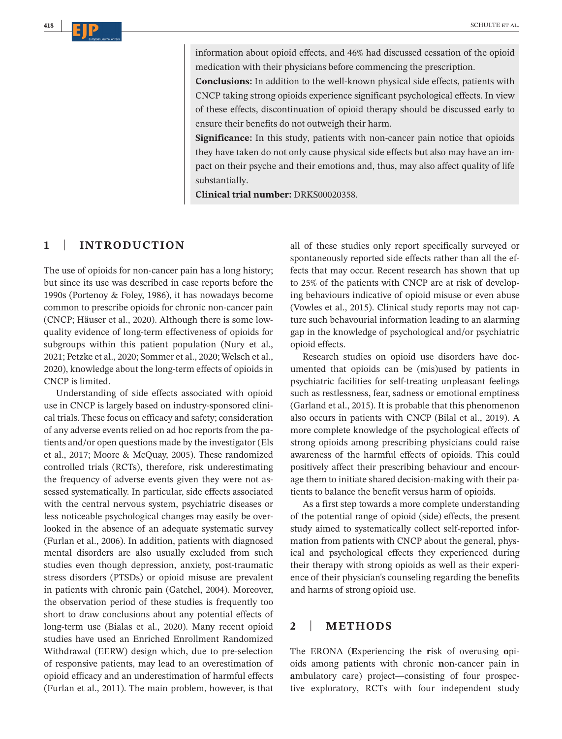information about opioid effects, and 46% had discussed cessation of the opioid medication with their physicians before commencing the prescription.

**Conclusions:** In addition to the well-known physical side effects, patients with CNCP taking strong opioids experience significant psychological effects. In view of these effects, discontinuation of opioid therapy should be discussed early to ensure their benefits do not outweigh their harm.

**Significance:** In this study, patients with non-cancer pain notice that opioids they have taken do not only cause physical side effects but also may have an impact on their psyche and their emotions and, thus, may also affect quality of life substantially.

**Clinical trial number:** DRKS00020358.

## 1 | INTRODUCTION

The use of opioids for non-cancer pain has a long history; but since its use was described in case reports before the 1990s (Portenoy & Foley, 1986), it has nowadays become common to prescribe opioids for chronic non-cancer pain (CNCP; Häuser et al., 2020). Although there is some low-quality evidence of long-term effectiveness of opioids for subgroups within this patient population (Nury et al., 2021; Petzke et al., 2020; Sommer et al., 2020; Welsch et al., 2020), knowledge about the long-term effects of opioids in CNCP is limited.

Understanding of side effects associated with opioid use in CNCP is largely based on industry-sponsored clinical trials. These focus on efficacy and safety; consideration of any adverse events relied on ad hoc reports from the patients and/or open questions made by the investigator (Els et al., 2017; Moore & McQuay, 2005). These randomized controlled trials (RCTs), therefore, risk underestimating the frequency of adverse events given they were not assessed systematically. In particular, side effects associated with the central nervous system, psychiatric diseases or less noticeable psychological changes may easily be overlooked in the absence of an adequate systematic survey (Furlan et al., 2006). In addition, patients with diagnosed mental disorders are also usually excluded from such studies even though depression, anxiety, post-traumatic stress disorders (PTSDs) or opioid misuse are prevalent in patients with chronic pain (Gatchel, 2004). Moreover, the observation period of these studies is frequently too short to draw conclusions about any potential effects of long-term use (Bialas et al., 2020). Many recent opioid studies have used an Enriched Enrollment Randomized Withdrawal (EERW) design which, due to pre-selection of responsive patients, may lead to an overestimation of opioid efficacy and an underestimation of harmful effects (Furlan et al., 2011). The main problem, however, is that all of these studies only report specifically surveyed or spontaneously reported side effects rather than all the effects that may occur. Recent research has shown that up to 25% of the patients with CNCP are at risk of developing behaviours indicative of opioid misuse or even abuse (Vowles et al., 2015). Clinical study reports may not capture such behavourial information leading to an alarming gap in the knowledge of psychological and/or psychiatric opioid effects.

Research studies on opioid use disorders have documented that opioids can be (mis)used by patients in psychiatric facilities for self-treating unpleasant feelings such as restlessness, fear, sadness or emotional emptiness (Garland et al., 2015). It is probable that this phenomenon also occurs in patients with CNCP (Bilal et al., 2019). A more complete knowledge of the psychological effects of strong opioids among prescribing physicians could raise awareness of the harmful effects of opioids. This could positively affect their prescribing behaviour and encourage them to initiate shared decision-making with their patients to balance the benefit versus harm of opioids.

As a first step towards a more complete understanding of the potential range of opioid (side) effects, the present study aimed to systematically collect self-reported information from patients with CNCP about the general, physical and psychological effects they experienced during their therapy with strong opioids as well as their experience of their physician's counseling regarding the benefits and harms of strong opioid use.

## 2 | METHODS

The ERONA (**E**xperiencing the **r**isk of overusing **o**pioids among patients with chronic **n**on-cancer pain in **a**mbulatory care) project—consisting of four prospective exploratory, RCTs with four independent study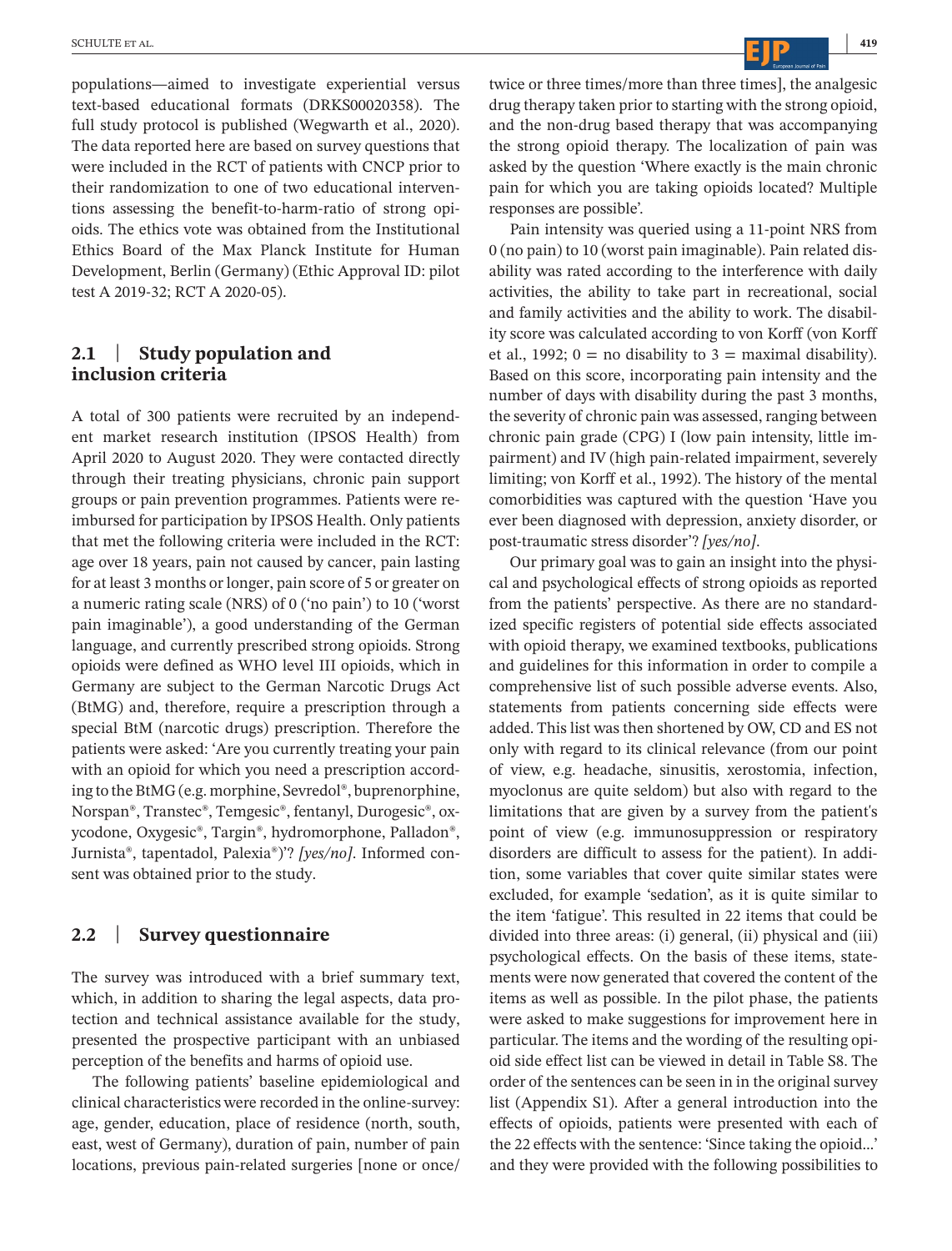populations—aimed to investigate experiential versus text-based educational formats (DRKS00020358). The full study protocol is published (Wegwarth et al., 2020). The data reported here are based on survey questions that were included in the RCT of patients with CNCP prior to their randomization to one of two educational interventions assessing the benefit-to-harm-ratio of strong opioids. The ethics vote was obtained from the Institutional Ethics Board of the Max Planck Institute for Human Development, Berlin (Germany) (Ethic Approval ID: pilot test A 2019-32; RCT A 2020-05).

### 2.1 | Study population and inclusion criteria

A total of 300 patients were recruited by an independent market research institution (IPSOS Health) from April 2020 to August 2020. They were contacted directly through their treating physicians, chronic pain support groups or pain prevention programmes. Patients were reimbursed for participation by IPSOS Health. Only patients that met the following criteria were included in the RCT: age over 18 years, pain not caused by cancer, pain lasting for at least 3 months or longer, pain score of 5 or greater on a numeric rating scale (NRS) of 0 ('no pain') to 10 ('worst pain imaginable'), a good understanding of the German language, and currently prescribed strong opioids. Strong opioids were defined as WHO level III opioids, which in Germany are subject to the German Narcotic Drugs Act (BtMG) and, therefore, require a prescription through a special BtM (narcotic drugs) prescription. Therefore the patients were asked: 'Are you currently treating your pain with an opioid for which you need a prescription according to the BtMG (e.g. morphine, Sevredol®, buprenorphine, Norspan®, Transtec®, Temgesic®, fentanyl, Durogesic®, oxycodone, Oxygesic®, Targin®, hydromorphone, Palladon®, Jurnista®, tapentadol, Palexia®)'? *[yes/no]*. Informed consent was obtained prior to the study.

### 2.2 | Survey questionnaire

The survey was introduced with a brief summary text, which, in addition to sharing the legal aspects, data protection and technical assistance available for the study, presented the prospective participant with an unbiased perception of the benefits and harms of opioid use.

The following patients' baseline epidemiological and clinical characteristics were recorded in the online-survey: age, gender, education, place of residence (north, south, east, west of Germany), duration of pain, number of pain locations, previous pain-related surgeries [none or once/twice or three times/more than three times], the analgesic drug therapy taken prior to starting with the strong opioid, and the non-drug based therapy that was accompanying the strong opioid therapy. The localization of pain was asked by the question 'Where exactly is the main chronic pain for which you are taking opioids located? Multiple responses are possible'.

Pain intensity was queried using a 11-point NRS from 0 (no pain) to 10 (worst pain imaginable). Pain related disability was rated according to the interference with daily activities, the ability to take part in recreational, social and family activities and the ability to work. The disability score was calculated according to von Korff (von Korff et al., 1992; 0 = no disability to 3 = maximal disability). Based on this score, incorporating pain intensity and the number of days with disability during the past 3 months, the severity of chronic pain was assessed, ranging between chronic pain grade (CPG) I (low pain intensity, little impairment) and IV (high pain-related impairment, severely limiting; von Korff et al., 1992). The history of the mental comorbidities was captured with the question 'Have you ever been diagnosed with depression, anxiety disorder, or post-traumatic stress disorder'? *[yes/no]*.

Our primary goal was to gain an insight into the physical and psychological effects of strong opioids as reported from the patients' perspective. As there are no standardized specific registers of potential side effects associated with opioid therapy, we examined textbooks, publications and guidelines for this information in order to compile a comprehensive list of such possible adverse events. Also, statements from patients concerning side effects were added. This list was then shortened by OW, CD and ES not only with regard to its clinical relevance (from our point of view, e.g. headache, sinusitis, xerostomia, infection, myoclonus are quite seldom) but also with regard to the limitations that are given by a survey from the patient's point of view (e.g. immunosuppression or respiratory disorders are difficult to assess for the patient). In addition, some variables that cover quite similar states were excluded, for example 'sedation', as it is quite similar to the item 'fatigue'. This resulted in 22 items that could be divided into three areas: (i) general, (ii) physical and (iii) psychological effects. On the basis of these items, statements were now generated that covered the content of the items as well as possible. In the pilot phase, the patients were asked to make suggestions for improvement here in particular. The items and the wording of the resulting opioid side effect list can be viewed in detail in Table S8. The order of the sentences can be seen in in the original survey list (Appendix S1). After a general introduction into the effects of opioids, patients were presented with each of the 22 effects with the sentence: 'Since taking the opioid…' and they were provided with the following possibilities to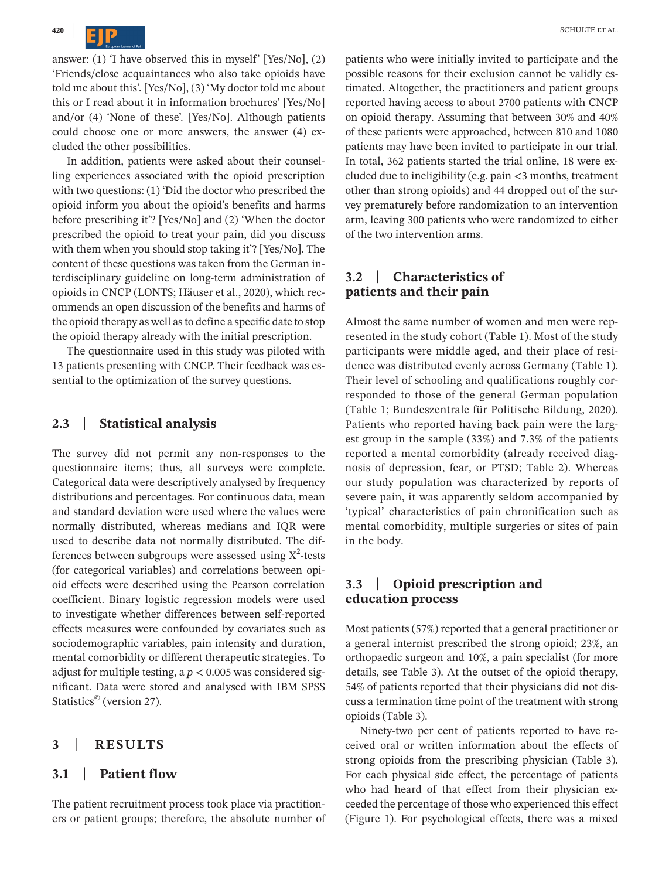answer: (1) 'I have observed this in myself' [Yes/No], (2) 'Friends/close acquaintances who also take opioids have told me about this'. [Yes/No], (3) 'My doctor told me about this or I read about it in information brochures' [Yes/No] and/or (4) 'None of these'. [Yes/No]. Although patients could choose one or more answers, the answer (4) excluded the other possibilities.

In addition, patients were asked about their counselling experiences associated with the opioid prescription with two questions: (1) 'Did the doctor who prescribed the opioid inform you about the opioid's benefits and harms before prescribing it'? [Yes/No] and (2) 'When the doctor prescribed the opioid to treat your pain, did you discuss with them when you should stop taking it'? [Yes/No]. The content of these questions was taken from the German interdisciplinary guideline on long-term administration of opioids in CNCP (LONTS; Häuser et al., 2020), which recommends an open discussion of the benefits and harms of the opioid therapy as well as to define a specific date to stop the opioid therapy already with the initial prescription.

The questionnaire used in this study was piloted with 13 patients presenting with CNCP. Their feedback was essential to the optimization of the survey questions.

### 2.3 | Statistical analysis

The survey did not permit any non-responses to the questionnaire items; thus, all surveys were complete. Categorical data were descriptively analysed by frequency distributions and percentages. For continuous data, mean and standard deviation were used where the values were normally distributed, whereas medians and IQR were used to describe data not normally distributed. The differences between subgroups were assessed using $X^2$-tests (for categorical variables) and correlations between opioid effects were described using the Pearson correlation coefficient. Binary logistic regression models were used to investigate whether differences between self-reported effects measures were confounded by covariates such as sociodemographic variables, pain intensity and duration, mental comorbidity or different therapeutic strategies. To adjust for multiple testing, a $p < 0.005$ was considered significant. Data were stored and analysed with IBM SPSS Statistics© (version 27).

## 3 | RESULTS

### 3.1 | Patient flow

The patient recruitment process took place via practitioners or patient groups; therefore, the absolute number of patients who were initially invited to participate and the possible reasons for their exclusion cannot be validly estimated. Altogether, the practitioners and patient groups reported having access to about 2700 patients with CNCP on opioid therapy. Assuming that between 30% and 40% of these patients were approached, between 810 and 1080 patients may have been invited to participate in our trial. In total, 362 patients started the trial online, 18 were excluded due to ineligibility (e.g. pain <3 months, treatment other than strong opioids) and 44 dropped out of the survey prematurely before randomization to an intervention arm, leaving 300 patients who were randomized to either of the two intervention arms.

### 3.2 | Characteristics of patients and their pain

Almost the same number of women and men were represented in the study cohort (Table 1). Most of the study participants were middle aged, and their place of residence was distributed evenly across Germany (Table 1). Their level of schooling and qualifications roughly corresponded to those of the general German population (Table 1; Bundeszentrale für Politische Bildung, 2020). Patients who reported having back pain were the largest group in the sample (33%) and 7.3% of the patients reported a mental comorbidity (already received diagnosis of depression, fear, or PTSD; Table 2). Whereas our study population was characterized by reports of severe pain, it was apparently seldom accompanied by 'typical' characteristics of pain chronification such as mental comorbidity, multiple surgeries or sites of pain in the body.

### 3.3 | Opioid prescription and education process

Most patients (57%) reported that a general practitioner or a general internist prescribed the strong opioid; 23%, an orthopaedic surgeon and 10%, a pain specialist (for more details, see Table 3). At the outset of the opioid therapy, 54% of patients reported that their physicians did not discuss a termination time point of the treatment with strong opioids (Table 3).

Ninety-two per cent of patients reported to have received oral or written information about the effects of strong opioids from the prescribing physician (Table 3). For each physical side effect, the percentage of patients who had heard of that effect from their physician exceeded the percentage of those who experienced this effect (Figure 1). For psychological effects, there was a mixed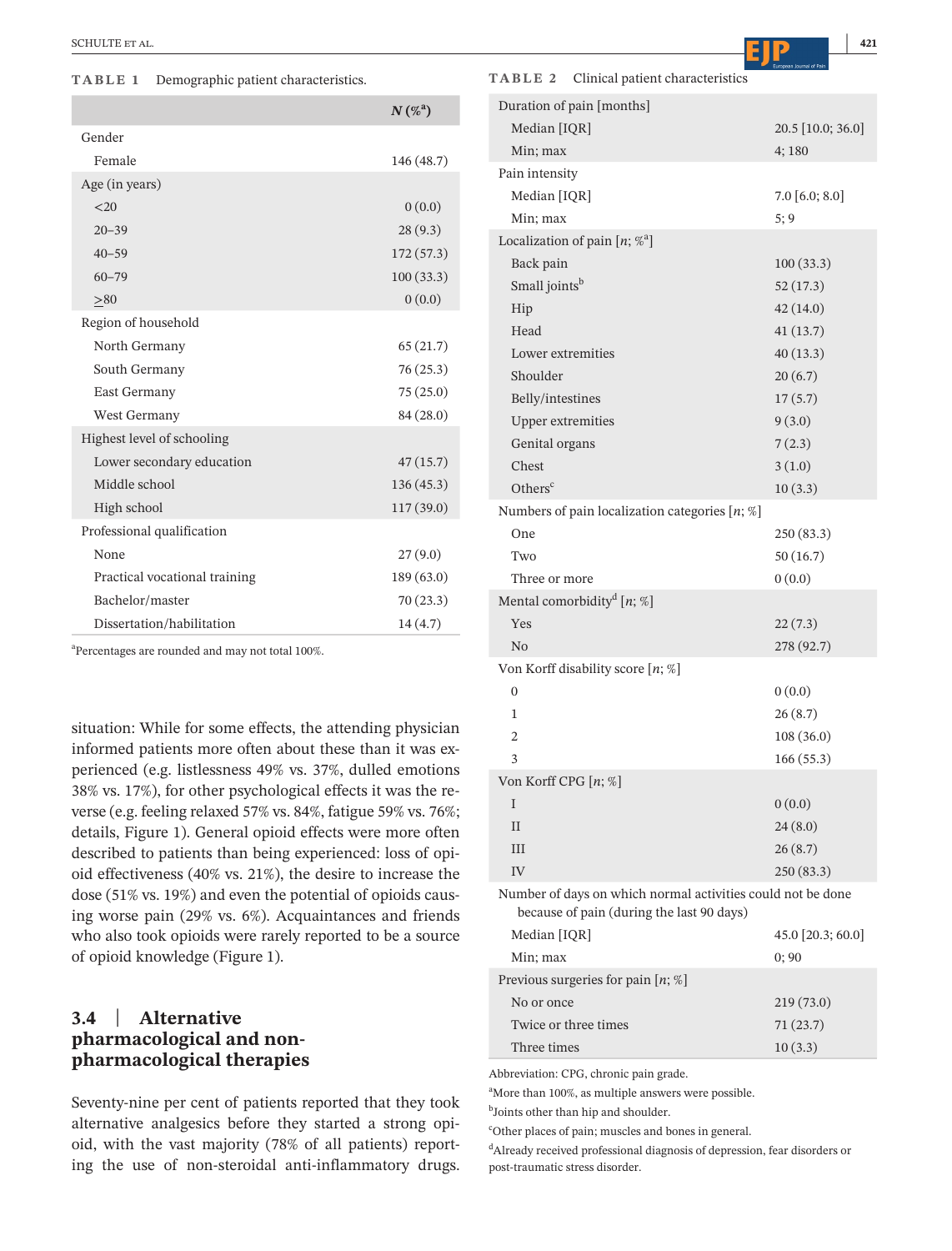**TABLE 1** Demographic patient characteristics.

| | N (%[a]) |
|---|---|
| Gender | |
| Female | 146 (48.7) |
| Age (in years) | |
| <20 | 0 (0.0) |
| 20–39 | 28 (9.3) |
| 40–59 | 172 (57.3) |
| 60–79 | 100 (33.3) |
| >80 | 0 (0.0) |
| Region of household | |
| North Germany | 65 (21.7) |
| South Germany | 76 (25.3) |
| East Germany | 75 (25.0) |
| West Germany | 84 (28.0) |
| Highest level of schooling | |
| Lower secondary education | 47 (15.7) |
| Middle school | 136 (45.3) |
| High school | 117 (39.0) |
| Professional qualification | |
| None | 27 (9.0) |
| Practical vocational training | 189 (63.0) |
| Bachelor/master | 70 (23.3) |
| Dissertation/habilitation | 14 (4.7) |

[a]Percentages are rounded and may not total 100%.

situation: While for some effects, the attending physician informed patients more often about these than it was experienced (e.g. listlessness 49% vs. 37%, dulled emotions 38% vs. 17%), for other psychological effects it was the reverse (e.g. feeling relaxed 57% vs. 84%, fatigue 59% vs. 76%; details, Figure 1). General opioid effects were more often described to patients than being experienced: loss of opioid effectiveness (40% vs. 21%), the desire to increase the dose (51% vs. 19%) and even the potential of opioids causing worse pain (29% vs. 6%). Acquaintances and friends who also took opioids were rarely reported to be a source of opioid knowledge (Figure 1).

### 3.4 | Alternative pharmacological and non-pharmacological therapies

Seventy-nine per cent of patients reported that they took alternative analgesics before they started a strong opioid, with the vast majority (78% of all patients) reporting the use of non-steroidal anti-inflammatory drugs.

**TABLE 2** Clinical patient characteristics

| | |
|---|---|
| Duration of pain [months] | |
| Median [IQR] | 20.5 [10.0; 36.0] |
| Min; max | 4; 180 |
| Pain intensity | |
| Median [IQR] | 7.0 [6.0; 8.0] |
| Min; max | 5; 9 |
| Localization of pain [n; %[a]] | |
| Back pain | 100 (33.3) |
| Small joints[b] | 52 (17.3) |
| Hip | 42 (14.0) |
| Head | 41 (13.7) |
| Lower extremities | 40 (13.3) |
| Shoulder | 20 (6.7) |
| Belly/intestines | 17 (5.7) |
| Upper extremities | 9 (3.0) |
| Genital organs | 7 (2.3) |
| Chest | 3 (1.0) |
| Others[c] | 10 (3.3) |
| Numbers of pain localization categories [n; %] | |
| One | 250 (83.3) |
| Two | 50 (16.7) |
| Three or more | 0 (0.0) |
| Mental comorbidity[d] [n; %] | |
| Yes | 22 (7.3) |
| No | 278 (92.7) |
| Von Korff disability score [n; %] | |
| 0 | 0 (0.0) |
| 1 | 26 (8.7) |
| 2 | 108 (36.0) |
| 3 | 166 (55.3) |
| Von Korff CPG [n; %] | |
| I | 0 (0.0) |
| II | 24 (8.0) |
| III | 26 (8.7) |
| IV | 250 (83.3) |
| Number of days on which normal activities could not be done because of pain (during the last 90 days) | |
| Median [IQR] | 45.0 [20.3; 60.0] |
| Min; max | 0; 90 |
| Previous surgeries for pain [n; %] | |
| No or once | 219 (73.0) |
| Twice or three times | 71 (23.7) |
| Three times | 10 (3.3) |

Abbreviation: CPG, chronic pain grade.

[a]More than 100%, as multiple answers were possible.

[b]Joints other than hip and shoulder.

[c]Other places of pain; muscles and bones in general.

[d]Already received professional diagnosis of depression, fear disorders or post-traumatic stress disorder.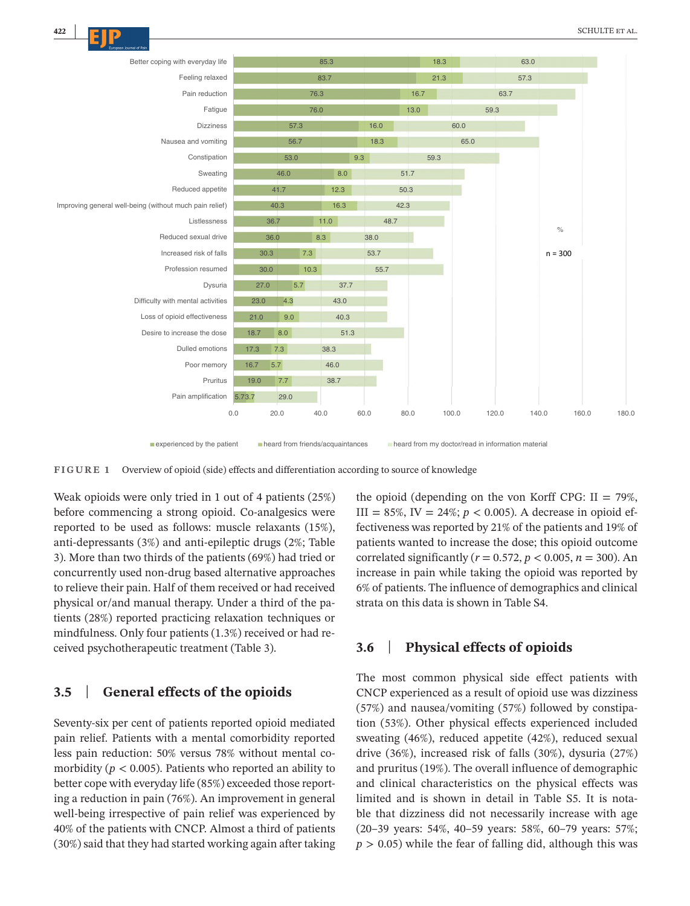| | experienced by the patient | heard from friends/acquaintances | heard from my doctor/read in information material |
|---|---|---|---|
| Better coping with everyday life | 85.3 | 18.3 | 63.0 |
| Feeling relaxed | 83.7 | 21.3 | 57.3 |
| Pain reduction | 76.3 | 16.7 | 63.7 |
| Fatigue | 76.0 | 13.0 | 59.3 |
| Dizziness | 57.3 | 16.0 | 60.0 |
| Nausea and vomiting | 56.7 | 18.3 | 65.0 |
| Constipation | 53.0 | 9.3 | 59.3 |
| Sweating | 46.0 | 8.0 | 51.7 |
| Reduced appetite | 41.7 | 12.3 | 50.3 |
| Improving general well-being (without much pain relief) | 40.3 | 16.3 | 42.3 |
| Listlessness | 36.7 | 11.0 | 48.7 |
| Reduced sexual drive | 36.0 | 8.3 | 38.0 |
| Increased risk of falls | 30.3 | 7.3 | 53.7 |
| Profession resumed | 30.0 | 10.3 | 55.7 |
| Dysuria | 27.0 | 5.7 | 37.7 |
| Difficulty with mental activities | 23.0 | 4.3 | 43.0 |
| Loss of opioid effectiveness | 21.0 | 9.0 | 40.3 |
| Desire to increase the dose | 18.7 | 8.0 | 51.3 |
| Dulled emotions | 17.3 | 7.3 | 38.3 |
| Poor memory | 16.7 | 5.7 | 46.0 |
| Pruritus | 19.0 | 7.7 | 38.7 |
| Pain amplification | 5.7 | 3.7 | 29.0 |

% n = 300

**FIGURE 1** Overview of opioid (side) effects and differentiation according to source of knowledge

Weak opioids were only tried in 1 out of 4 patients (25%) before commencing a strong opioid. Co-analgesics were reported to be used as follows: muscle relaxants (15%), anti-depressants (3%) and anti-epileptic drugs (2%; Table 3). More than two thirds of the patients (69%) had tried or concurrently used non-drug based alternative approaches to relieve their pain. Half of them received or had received physical or/and manual therapy. Under a third of the patients (28%) reported practicing relaxation techniques or mindfulness. Only four patients (1.3%) received or had received psychotherapeutic treatment (Table 3).

## 3.5 | General effects of the opioids

Seventy-six per cent of patients reported opioid mediated pain relief. Patients with a mental comorbidity reported less pain reduction: 50% versus 78% without mental comorbidity ($p < 0.005$). Patients who reported an ability to better cope with everyday life (85%) exceeded those reporting a reduction in pain (76%). An improvement in general well-being irrespective of pain relief was experienced by 40% of the patients with CNCP. Almost a third of patients (30%) said that they had started working again after taking the opioid (depending on the von Korff CPG: II = 79%, III = 85%, IV = 24%; $p < 0.005$). A decrease in opioid effectiveness was reported by 21% of the patients and 19% of patients wanted to increase the dose; this opioid outcome correlated significantly ($r = 0.572$, $p < 0.005$, $n = 300$). An increase in pain while taking the opioid was reported by 6% of patients. The influence of demographics and clinical strata on this data is shown in Table S4.

## 3.6 | Physical effects of opioids

The most common physical side effect patients with CNCP experienced as a result of opioid use was dizziness (57%) and nausea/vomiting (57%) followed by constipation (53%). Other physical effects experienced included sweating (46%), reduced appetite (42%), reduced sexual drive (36%), increased risk of falls (30%), dysuria (27%) and pruritus (19%). The overall influence of demographic and clinical characteristics on the physical effects was limited and is shown in detail in Table S5. It is notable that dizziness did not necessarily increase with age (20–39 years: 54%, 40–59 years: 58%, 60–79 years: 57%; $p > 0.05$) while the fear of falling did, although this was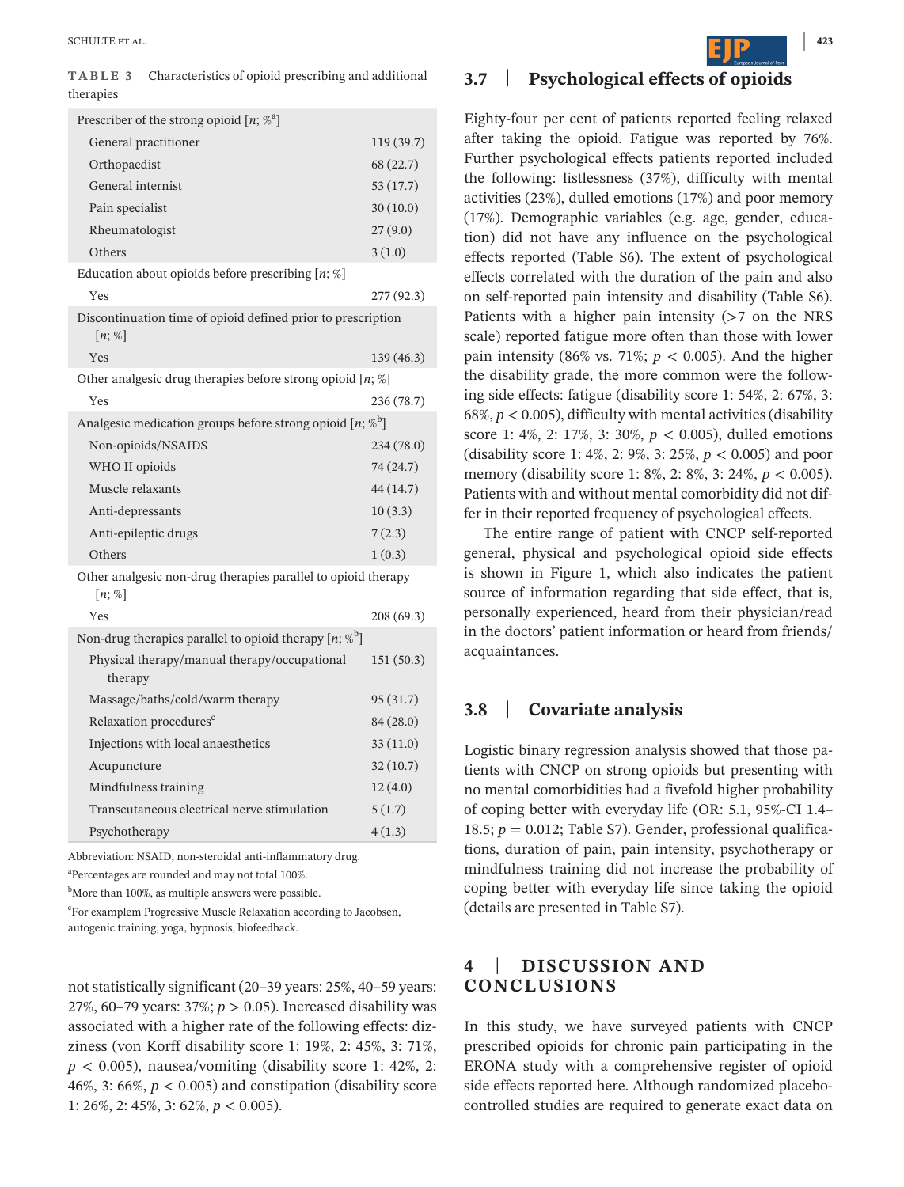**TABLE 3** Characteristics of opioid prescribing and additional therapies

| | |
|---|---|
| Prescriber of the strong opioid [n; %[a]] | |
| General practitioner | 119 (39.7) |
| Orthopaedist | 68 (22.7) |
| General internist | 53 (17.7) |
| Pain specialist | 30 (10.0) |
| Rheumatologist | 27 (9.0) |
| Others | 3 (1.0) |
| Education about opioids before prescribing [n; %] | |
| Yes | 277 (92.3) |
| Discontinuation time of opioid defined prior to prescription [n; %] | |
| Yes | 139 (46.3) |
| Other analgesic drug therapies before strong opioid [n; %] | |
| Yes | 236 (78.7) |
| Analgesic medication groups before strong opioid [n; %[b]] | |
| Non-opioids/NSAIDS | 234 (78.0) |
| WHO II opioids | 74 (24.7) |
| Muscle relaxants | 44 (14.7) |
| Anti-depressants | 10 (3.3) |
| Anti-epileptic drugs | 7 (2.3) |
| Others | 1 (0.3) |
| Other analgesic non-drug therapies parallel to opioid therapy [n; %] | |
| Yes | 208 (69.3) |
| Non-drug therapies parallel to opioid therapy [n; %[b]] | |
| Physical therapy/manual therapy/occupational therapy | 151 (50.3) |
| Massage/baths/cold/warm therapy | 95 (31.7) |
| Relaxation procedures[c] | 84 (28.0) |
| Injections with local anaesthetics | 33 (11.0) |
| Acupuncture | 32 (10.7) |
| Mindfulness training | 12 (4.0) |
| Transcutaneous electrical nerve stimulation | 5 (1.7) |
| Psychotherapy | 4 (1.3) |

Abbreviation: NSAID, non-steroidal anti-inflammatory drug.

[a]Percentages are rounded and may not total 100%.

[b]More than 100%, as multiple answers were possible.

[c]For examplem Progressive Muscle Relaxation according to Jacobsen, autogenic training, yoga, hypnosis, biofeedback.

not statistically significant (20–39 years: 25%, 40–59 years: 27%, 60–79 years: 37%; $p > 0.05$). Increased disability was associated with a higher rate of the following effects: dizziness (von Korff disability score 1: 19%, 2: 45%, 3: 71%, $p < 0.005$), nausea/vomiting (disability score 1: 42%, 2: 46%, 3: 66%, $p < 0.005$) and constipation (disability score 1: 26%, 2: 45%, 3: 62%, $p < 0.005$).

## 3.7 | Psychological effects of opioids

Eighty-four per cent of patients reported feeling relaxed after taking the opioid. Fatigue was reported by 76%. Further psychological effects patients reported included the following: listlessness (37%), difficulty with mental activities (23%), dulled emotions (17%) and poor memory (17%). Demographic variables (e.g. age, gender, education) did not have any influence on the psychological effects reported (Table S6). The extent of psychological effects correlated with the duration of the pain and also on self-reported pain intensity and disability (Table S6). Patients with a higher pain intensity (>7 on the NRS scale) reported fatigue more often than those with lower pain intensity (86% vs. 71%; $p < 0.005$). And the higher the disability grade, the more common were the following side effects: fatigue (disability score 1: 54%, 2: 67%, 3: 68%, $p < 0.005$), difficulty with mental activities (disability score 1: 4%, 2: 17%, 3: 30%, $p < 0.005$), dulled emotions (disability score 1: 4%, 2: 9%, 3: 25%, $p < 0.005$) and poor memory (disability score 1: 8%, 2: 8%, 3: 24%, $p < 0.005$). Patients with and without mental comorbidity did not differ in their reported frequency of psychological effects.

The entire range of patient with CNCP self-reported general, physical and psychological opioid side effects is shown in Figure 1, which also indicates the patient source of information regarding that side effect, that is, personally experienced, heard from their physician/read in the doctors' patient information or heard from friends/acquaintances.

## 3.8 | Covariate analysis

Logistic binary regression analysis showed that those patients with CNCP on strong opioids but presenting with no mental comorbidities had a fivefold higher probability of coping better with everyday life (OR: 5.1, 95%-CI 1.4–18.5; $p = 0.012$; Table S7). Gender, professional qualifications, duration of pain, pain intensity, psychotherapy or mindfulness training did not increase the probability of coping better with everyday life since taking the opioid (details are presented in Table S7).

# 4 | DISCUSSION AND CONCLUSIONS

In this study, we have surveyed patients with CNCP prescribed opioids for chronic pain participating in the ERONA study with a comprehensive register of opioid side effects reported here. Although randomized placebo-controlled studies are required to generate exact data on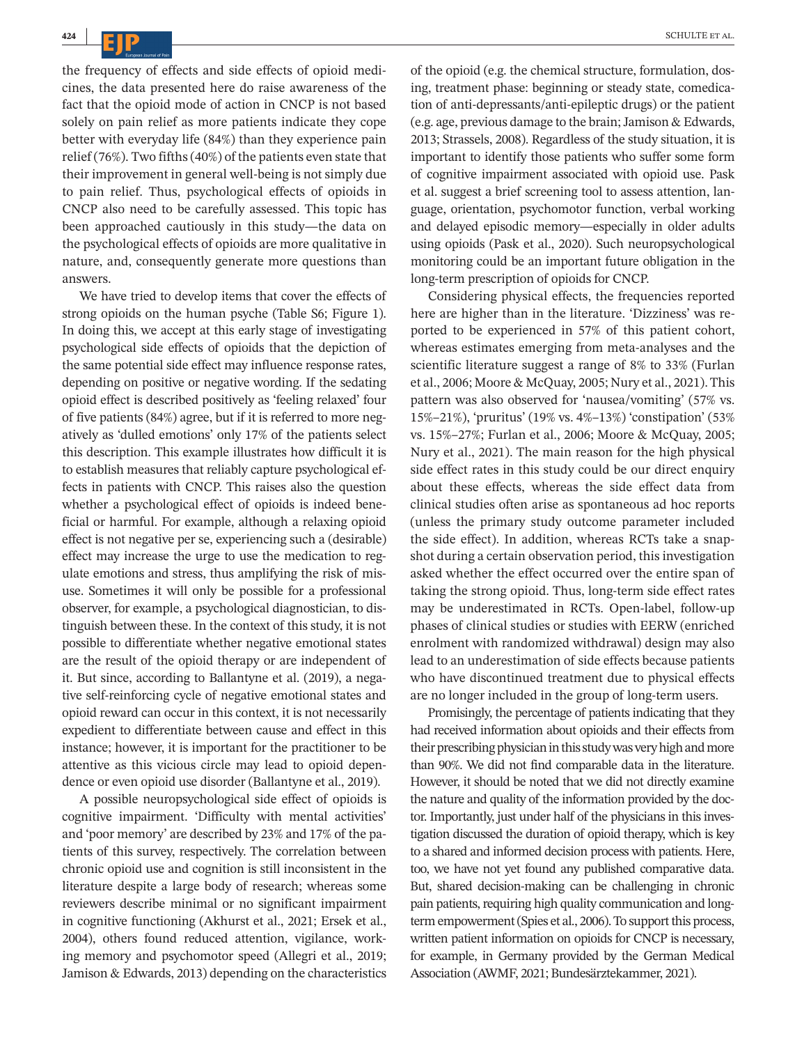the frequency of effects and side effects of opioid medicines, the data presented here do raise awareness of the fact that the opioid mode of action in CNCP is not based solely on pain relief as more patients indicate they cope better with everyday life (84%) than they experience pain relief (76%). Two fifths (40%) of the patients even state that their improvement in general well-being is not simply due to pain relief. Thus, psychological effects of opioids in CNCP also need to be carefully assessed. This topic has been approached cautiously in this study—the data on the psychological effects of opioids are more qualitative in nature, and, consequently generate more questions than answers.

We have tried to develop items that cover the effects of strong opioids on the human psyche (Table S6; Figure 1). In doing this, we accept at this early stage of investigating psychological side effects of opioids that the depiction of the same potential side effect may influence response rates, depending on positive or negative wording. If the sedating opioid effect is described positively as 'feeling relaxed' four of five patients (84%) agree, but if it is referred to more negatively as 'dulled emotions' only 17% of the patients select this description. This example illustrates how difficult it is to establish measures that reliably capture psychological effects in patients with CNCP. This raises also the question whether a psychological effect of opioids is indeed beneficial or harmful. For example, although a relaxing opioid effect is not negative per se, experiencing such a (desirable) effect may increase the urge to use the medication to regulate emotions and stress, thus amplifying the risk of misuse. Sometimes it will only be possible for a professional observer, for example, a psychological diagnostician, to distinguish between these. In the context of this study, it is not possible to differentiate whether negative emotional states are the result of the opioid therapy or are independent of it. But since, according to Ballantyne et al. (2019), a negative self-reinforcing cycle of negative emotional states and opioid reward can occur in this context, it is not necessarily expedient to differentiate between cause and effect in this instance; however, it is important for the practitioner to be attentive as this vicious circle may lead to opioid dependence or even opioid use disorder (Ballantyne et al., 2019).

A possible neuropsychological side effect of opioids is cognitive impairment. 'Difficulty with mental activities' and 'poor memory' are described by 23% and 17% of the patients of this survey, respectively. The correlation between chronic opioid use and cognition is still inconsistent in the literature despite a large body of research; whereas some reviewers describe minimal or no significant impairment in cognitive functioning (Akhurst et al., 2021; Ersek et al., 2004), others found reduced attention, vigilance, working memory and psychomotor speed (Allegri et al., 2019; Jamison & Edwards, 2013) depending on the characteristics of the opioid (e.g. the chemical structure, formulation, dosing, treatment phase: beginning or steady state, comedication of anti-depressants/anti-epileptic drugs) or the patient (e.g. age, previous damage to the brain; Jamison & Edwards, 2013; Strassels, 2008). Regardless of the study situation, it is important to identify those patients who suffer some form of cognitive impairment associated with opioid use. Pask et al. suggest a brief screening tool to assess attention, language, orientation, psychomotor function, verbal working and delayed episodic memory—especially in older adults using opioids (Pask et al., 2020). Such neuropsychological monitoring could be an important future obligation in the long-term prescription of opioids for CNCP.

Considering physical effects, the frequencies reported here are higher than in the literature. 'Dizziness' was reported to be experienced in 57% of this patient cohort, whereas estimates emerging from meta-analyses and the scientific literature suggest a range of 8% to 33% (Furlan et al., 2006; Moore & McQuay, 2005; Nury et al., 2021). This pattern was also observed for 'nausea/vomiting' (57% vs. 15%–21%), 'pruritus' (19% vs. 4%–13%) 'constipation' (53% vs. 15%–27%; Furlan et al., 2006; Moore & McQuay, 2005; Nury et al., 2021). The main reason for the high physical side effect rates in this study could be our direct enquiry about these effects, whereas the side effect data from clinical studies often arise as spontaneous ad hoc reports (unless the primary study outcome parameter included the side effect). In addition, whereas RCTs take a snapshot during a certain observation period, this investigation asked whether the effect occurred over the entire span of taking the strong opioid. Thus, long-term side effect rates may be underestimated in RCTs. Open-label, follow-up phases of clinical studies or studies with EERW (enriched enrolment with randomized withdrawal) design may also lead to an underestimation of side effects because patients who have discontinued treatment due to physical effects are no longer included in the group of long-term users.

Promisingly, the percentage of patients indicating that they had received information about opioids and their effects from their prescribing physician in this study was very high and more than 90%. We did not find comparable data in the literature. However, it should be noted that we did not directly examine the nature and quality of the information provided by the doctor. Importantly, just under half of the physicians in this investigation discussed the duration of opioid therapy, which is key to a shared and informed decision process with patients. Here, too, we have not yet found any published comparative data. But, shared decision-making can be challenging in chronic pain patients, requiring high quality communication and long-term empowerment (Spies et al., 2006). To support this process, written patient information on opioids for CNCP is necessary, for example, in Germany provided by the German Medical Association (AWMF, 2021; Bundesärztekammer, 2021).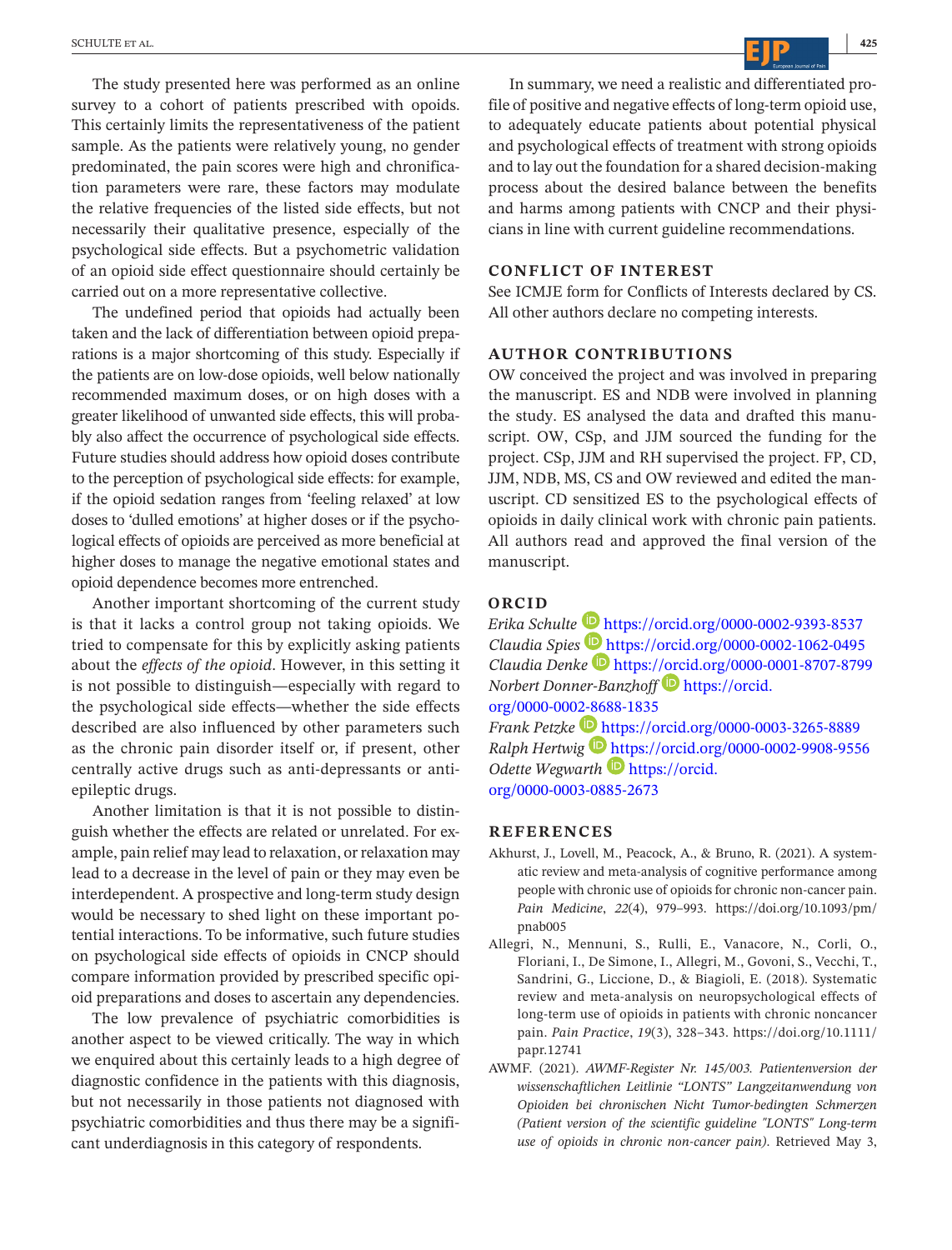The study presented here was performed as an online survey to a cohort of patients prescribed with opioids. This certainly limits the representativeness of the patient sample. As the patients were relatively young, no gender predominated, the pain scores were high and chronification parameters were rare, these factors may modulate the relative frequencies of the listed side effects, but not necessarily their qualitative presence, especially of the psychological side effects. But a psychometric validation of an opioid side effect questionnaire should certainly be carried out on a more representative collective.

The undefined period that opioids had actually been taken and the lack of differentiation between opioid preparations is a major shortcoming of this study. Especially if the patients are on low-dose opioids, well below nationally recommended maximum doses, or on high doses with a greater likelihood of unwanted side effects, this will probably also affect the occurrence of psychological side effects. Future studies should address how opioid doses contribute to the perception of psychological side effects: for example, if the opioid sedation ranges from 'feeling relaxed' at low doses to 'dulled emotions' at higher doses or if the psychological effects of opioids are perceived as more beneficial at higher doses to manage the negative emotional states and opioid dependence becomes more entrenched.

Another important shortcoming of the current study is that it lacks a control group not taking opioids. We tried to compensate for this by explicitly asking patients about the *effects of the opioid*. However, in this setting it is not possible to distinguish—especially with regard to the psychological side effects—whether the side effects described are also influenced by other parameters such as the chronic pain disorder itself or, if present, other centrally active drugs such as anti-depressants or anti-epileptic drugs.

Another limitation is that it is not possible to distinguish whether the effects are related or unrelated. For example, pain relief may lead to relaxation, or relaxation may lead to a decrease in the level of pain or they may even be interdependent. A prospective and long-term study design would be necessary to shed light on these important potential interactions. To be informative, such future studies on psychological side effects of opioids in CNCP should compare information provided by prescribed specific opioid preparations and doses to ascertain any dependencies.

The low prevalence of psychiatric comorbidities is another aspect to be viewed critically. The way in which we enquired about this certainly leads to a high degree of diagnostic confidence in the patients with this diagnosis, but not necessarily in those patients not diagnosed with psychiatric comorbidities and thus there may be a significant underdiagnosis in this category of respondents.

In summary, we need a realistic and differentiated profile of positive and negative effects of long-term opioid use, to adequately educate patients about potential physical and psychological effects of treatment with strong opioids and to lay out the foundation for a shared decision-making process about the desired balance between the benefits and harms among patients with CNCP and their physicians in line with current guideline recommendations.

## CONFLICT OF INTEREST

See ICMJE form for Conflicts of Interests declared by CS. All other authors declare no competing interests.

## AUTHOR CONTRIBUTIONS

OW conceived the project and was involved in preparing the manuscript. ES and NDB were involved in planning the study. ES analysed the data and drafted this manuscript. OW, CSp, and JJM sourced the funding for the project. CSp, JJM and RH supervised the project. FP, CD, JJM, NDB, MS, CS and OW reviewed and edited the manuscript. CD sensitized ES to the psychological effects of opioids in daily clinical work with chronic pain patients. All authors read and approved the final version of the manuscript.

## ORCID

*Erika Schulte* https://orcid.org/0000-0002-9393-8537
*Claudia Spies* https://orcid.org/0000-0002-1062-0495
*Claudia Denke* https://orcid.org/0000-0001-8707-8799
*Norbert Donner-Banzhoff* https://orcid.org/0000-0002-8688-1835
*Frank Petzke* https://orcid.org/0000-0003-3265-8889
*Ralph Hertwig* https://orcid.org/0000-0002-9908-9556
*Odette Wegwarth* https://orcid.org/0000-0003-0885-2673

## REFERENCES

Akhurst, J., Lovell, M., Peacock, A., & Bruno, R. (2021). A systematic review and meta-analysis of cognitive performance among people with chronic use of opioids for chronic non-cancer pain. *Pain Medicine*, *22*(4), 979–993. https://doi.org/10.1093/pm/pnab005

Allegri, N., Mennuni, S., Rulli, E., Vanacore, N., Corli, O., Floriani, I., De Simone, I., Allegri, M., Govoni, S., Vecchi, T., Sandrini, G., Liccione, D., & Biagioli, E. (2018). Systematic review and meta-analysis on neuropsychological effects of long-term use of opioids in patients with chronic noncancer pain. *Pain Practice*, *19*(3), 328–343. https://doi.org/10.1111/papr.12741

AWMF. (2021). *AWMF-Register Nr. 145/003. Patientenversion der wissenschaftlichen Leitlinie "LONTS" Langzeitanwendung von Opioiden bei chronischen Nicht Tumor-bedingten Schmerzen (Patient version of the scientific guideline "LONTS" Long-term use of opioids in chronic non-cancer pain).* Retrieved May 3,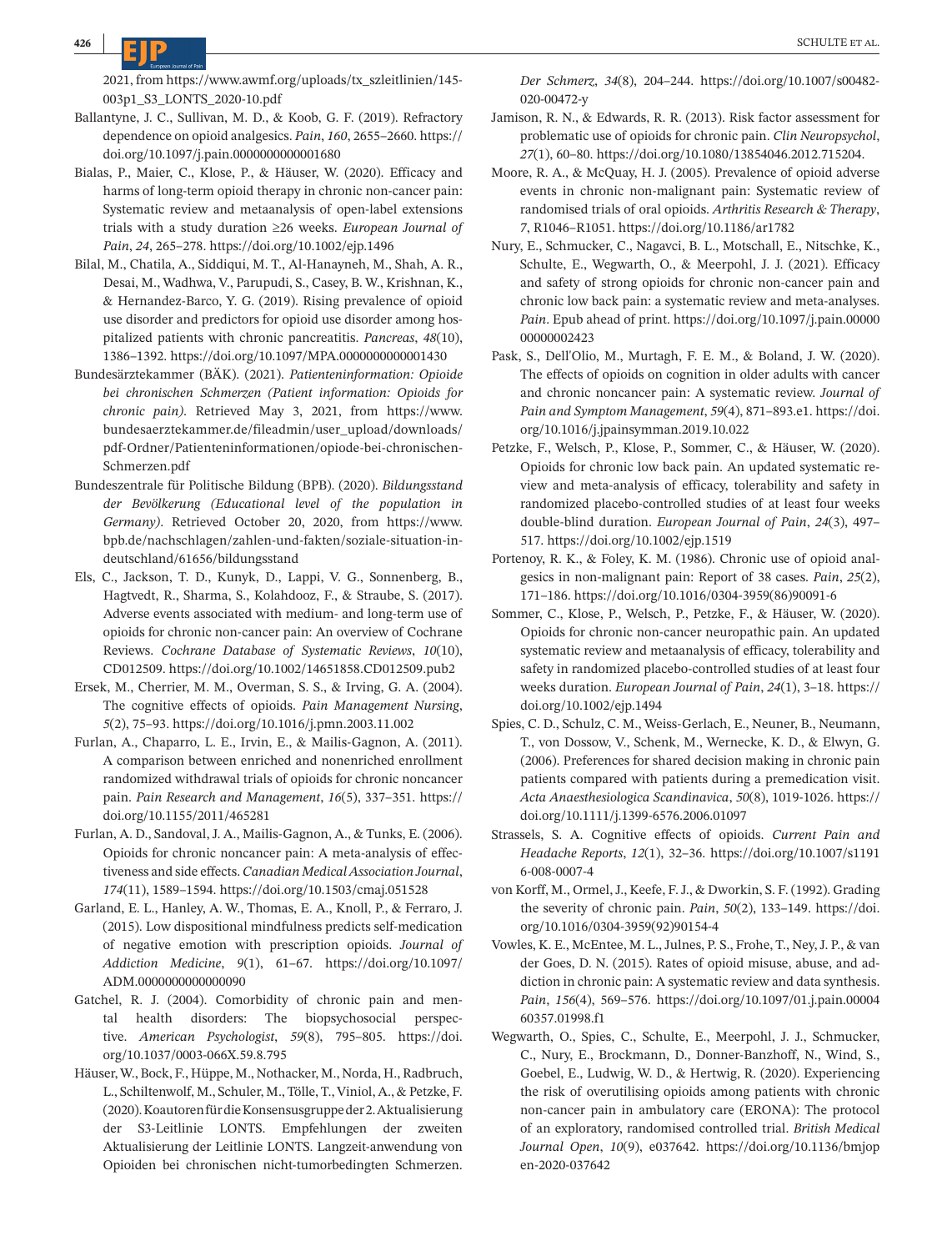2021, from https://www.awmf.org/uploads/tx_szleitlinien/145-003p1_S3_LONTS_2020-10.pdf

Ballantyne, J. C., Sullivan, M. D., & Koob, G. F. (2019). Refractory dependence on opioid analgesics. *Pain*, *160*, 2655–2660. https://doi.org/10.1097/j.pain.0000000000001680

Bialas, P., Maier, C., Klose, P., & Häuser, W. (2020). Efficacy and harms of long-term opioid therapy in chronic non-cancer pain: Systematic review and metaanalysis of open-label extensions trials with a study duration ≥26 weeks. *European Journal of Pain*, *24*, 265–278. https://doi.org/10.1002/ejp.1496

Bilal, M., Chatila, A., Siddiqui, M. T., Al-Hanayneh, M., Shah, A. R., Desai, M., Wadhwa, V., Parupudi, S., Casey, B. W., Krishnan, K., & Hernandez-Barco, Y. G. (2019). Rising prevalence of opioid use disorder and predictors for opioid use disorder among hospitalized patients with chronic pancreatitis. *Pancreas*, *48*(10), 1386–1392. https://doi.org/10.1097/MPA.0000000000001430

Bundesärztekammer (BÄK). (2021). *Patienteninformation: Opioide bei chronischen Schmerzen (Patient information: Opioids for chronic pain)*. Retrieved May 3, 2021, from https://www.bundesaerztekammer.de/fileadmin/user_upload/downloads/pdf-Ordner/Patienteninformationen/opiode-bei-chronischen-Schmerzen.pdf

Bundeszentrale für Politische Bildung (BPB). (2020). *Bildungsstand der Bevölkerung (Educational level of the population in Germany)*. Retrieved October 20, 2020, from https://www.bpb.de/nachschlagen/zahlen-und-fakten/soziale-situation-in-deutschland/61656/bildungsstand

Els, C., Jackson, T. D., Kunyk, D., Lappi, V. G., Sonnenberg, B., Hagtvedt, R., Sharma, S., Kolahdooz, F., & Straube, S. (2017). Adverse events associated with medium- and long-term use of opioids for chronic non-cancer pain: An overview of Cochrane Reviews. *Cochrane Database of Systematic Reviews*, *10*(10), CD012509. https://doi.org/10.1002/14651858.CD012509.pub2

Ersek, M., Cherrier, M. M., Overman, S. S., & Irving, G. A. (2004). The cognitive effects of opioids. *Pain Management Nursing*, *5*(2), 75–93. https://doi.org/10.1016/j.pmn.2003.11.002

Furlan, A., Chaparro, L. E., Irvin, E., & Mailis-Gagnon, A. (2011). A comparison between enriched and nonenriched enrollment randomized withdrawal trials of opioids for chronic noncancer pain. *Pain Research and Management*, *16*(5), 337–351. https://doi.org/10.1155/2011/465281

Furlan, A. D., Sandoval, J. A., Mailis-Gagnon, A., & Tunks, E. (2006). Opioids for chronic noncancer pain: A meta-analysis of effectiveness and side effects. *Canadian Medical Association Journal*, *174*(11), 1589–1594. https://doi.org/10.1503/cmaj.051528

Garland, E. L., Hanley, A. W., Thomas, E. A., Knoll, P., & Ferraro, J. (2015). Low dispositional mindfulness predicts self-medication of negative emotion with prescription opioids. *Journal of Addiction Medicine*, *9*(1), 61–67. https://doi.org/10.1097/ADM.0000000000000090

Gatchel, R. J. (2004). Comorbidity of chronic pain and mental health disorders: The biopsychosocial perspective. *American Psychologist*, *59*(8), 795–805. https://doi.org/10.1037/0003-066X.59.8.795

Häuser, W., Bock, F., Hüppe, M., Nothacker, M., Norda, H., Radbruch, L., Schiltenwolf, M., Schuler, M., Tölle, T., Viniol, A., & Petzke, F. (2020). Koautoren für die Konsensusgruppe der 2. Aktualisierung der S3-Leitlinie LONTS. Empfehlungen der zweiten Aktualisierung der Leitlinie LONTS. Langzeit-anwendung von Opioiden bei chronischen nicht-tumorbedingten Schmerzen. *Der Schmerz*, *34*(8), 204–244. https://doi.org/10.1007/s00482-020-00472-y

Jamison, R. N., & Edwards, R. R. (2013). Risk factor assessment for problematic use of opioids for chronic pain. *Clin Neuropsychol*, *27*(1), 60–80. https://doi.org/10.1080/13854046.2012.715204.

Moore, R. A., & McQuay, H. J. (2005). Prevalence of opioid adverse events in chronic non-malignant pain: Systematic review of randomised trials of oral opioids. *Arthritis Research & Therapy*, *7*, R1046–R1051. https://doi.org/10.1186/ar1782

Nury, E., Schmucker, C., Nagavci, B. L., Motschall, E., Nitschke, K., Schulte, E., Wegwarth, O., & Meerpohl, J. J. (2021). Efficacy and safety of strong opioids for chronic non-cancer pain and chronic low back pain: a systematic review and meta-analyses. *Pain*. Epub ahead of print. https://doi.org/10.1097/j.pain.0000000000002423

Pask, S., Dell'Olio, M., Murtagh, F. E. M., & Boland, J. W. (2020). The effects of opioids on cognition in older adults with cancer and chronic noncancer pain: A systematic review. *Journal of Pain and Symptom Management*, *59*(4), 871–893.e1. https://doi.org/10.1016/j.jpainsymman.2019.10.022

Petzke, F., Welsch, P., Klose, P., Sommer, C., & Häuser, W. (2020). Opioids for chronic low back pain. An updated systematic review and meta-analysis of efficacy, tolerability and safety in randomized placebo-controlled studies of at least four weeks double-blind duration. *European Journal of Pain*, *24*(3), 497–517. https://doi.org/10.1002/ejp.1519

Portenoy, R. K., & Foley, K. M. (1986). Chronic use of opioid analgesics in non-malignant pain: Report of 38 cases. *Pain*, *25*(2), 171–186. https://doi.org/10.1016/0304-3959(86)90091-6

Sommer, C., Klose, P., Welsch, P., Petzke, F., & Häuser, W. (2020). Opioids for chronic non-cancer neuropathic pain. An updated systematic review and metaanalysis of efficacy, tolerability and safety in randomized placebo-controlled studies of at least four weeks duration. *European Journal of Pain*, *24*(1), 3–18. https://doi.org/10.1002/ejp.1494

Spies, C. D., Schulz, C. M., Weiss-Gerlach, E., Neuner, B., Neumann, T., von Dossow, V., Schenk, M., Wernecke, K. D., & Elwyn, G. (2006). Preferences for shared decision making in chronic pain patients compared with patients during a premedication visit. *Acta Anaesthesiologica Scandinavica*, *50*(8), 1019-1026. https://doi.org/10.1111/j.1399-6576.2006.01097

Strassels, S. A. Cognitive effects of opioids. *Current Pain and Headache Reports*, *12*(1), 32–36. https://doi.org/10.1007/s11916-008-0007-4

von Korff, M., Ormel, J., Keefe, F. J., & Dworkin, S. F. (1992). Grading the severity of chronic pain. *Pain*, *50*(2), 133–149. https://doi.org/10.1016/0304-3959(92)90154-4

Vowles, K. E., McEntee, M. L., Julnes, P. S., Frohe, T., Ney, J. P., & van der Goes, D. N. (2015). Rates of opioid misuse, abuse, and addiction in chronic pain: A systematic review and data synthesis. *Pain*, *156*(4), 569–576. https://doi.org/10.1097/01.j.pain.0000460357.01998.f1

Wegwarth, O., Spies, C., Schulte, E., Meerpohl, J. J., Schmucker, C., Nury, E., Brockmann, D., Donner-Banzhoff, N., Wind, S., Goebel, E., Ludwig, W. D., & Hertwig, R. (2020). Experiencing the risk of overutilising opioids among patients with chronic non-cancer pain in ambulatory care (ERONA): The protocol of an exploratory, randomised controlled trial. *British Medical Journal Open*, *10*(9), e037642. https://doi.org/10.1136/bmjopen-2020-037642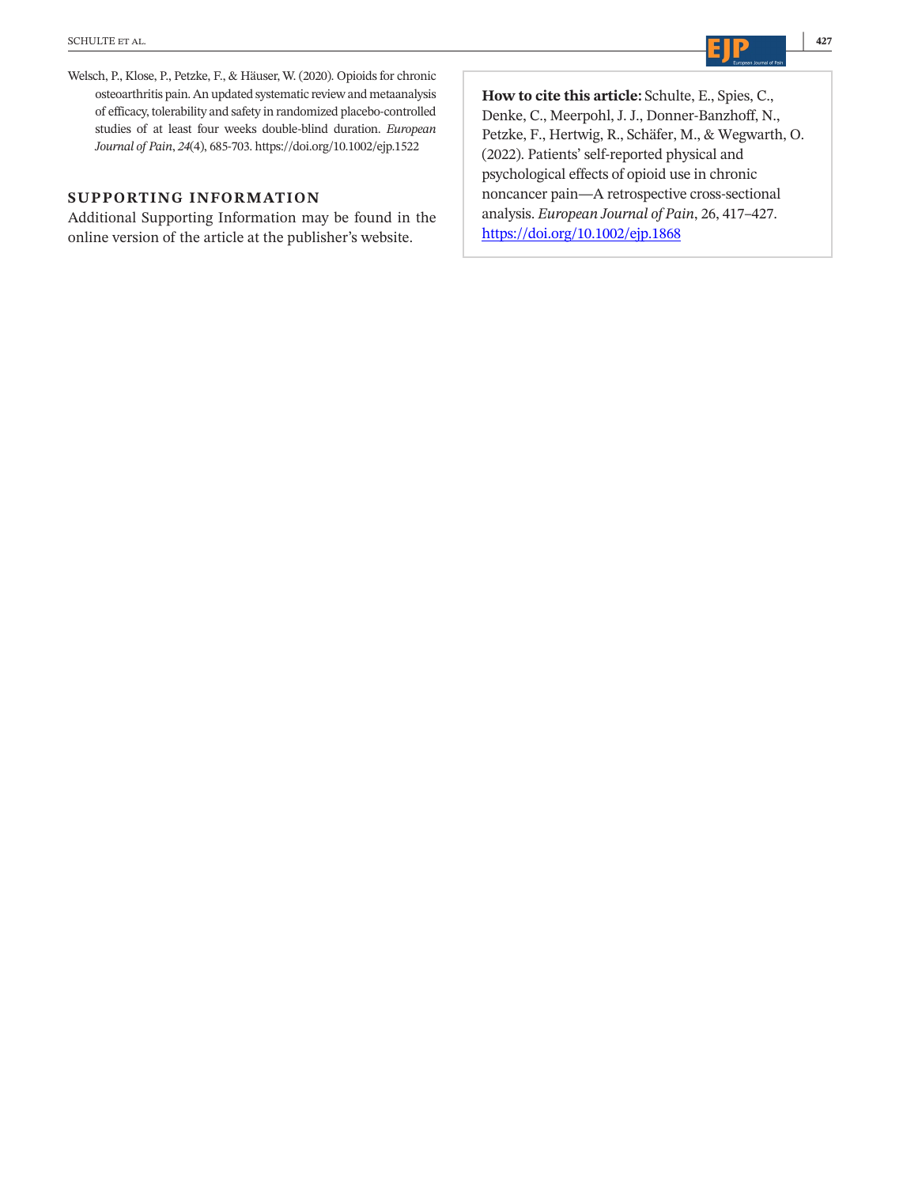Welsch, P., Klose, P., Petzke, F., & Häuser, W. (2020). Opioids for chronic osteoarthritis pain. An updated systematic review and metaanalysis of efficacy, tolerability and safety in randomized placebo-controlled studies of at least four weeks double-blind duration. *European Journal of Pain*, *24*(4), 685-703. https://doi.org/10.1002/ejp.1522

## SUPPORTING INFORMATION

Additional Supporting Information may be found in the online version of the article at the publisher's website.

**How to cite this article:** Schulte, E., Spies, C., Denke, C., Meerpohl, J. J., Donner-Banzhoff, N., Petzke, F., Hertwig, R., Schäfer, M., & Wegwarth, O. (2022). Patients' self-reported physical and psychological effects of opioid use in chronic noncancer pain—A retrospective cross-sectional analysis. *European Journal of Pain*, 26, 417–427. https://doi.org/10.1002/ejp.1868